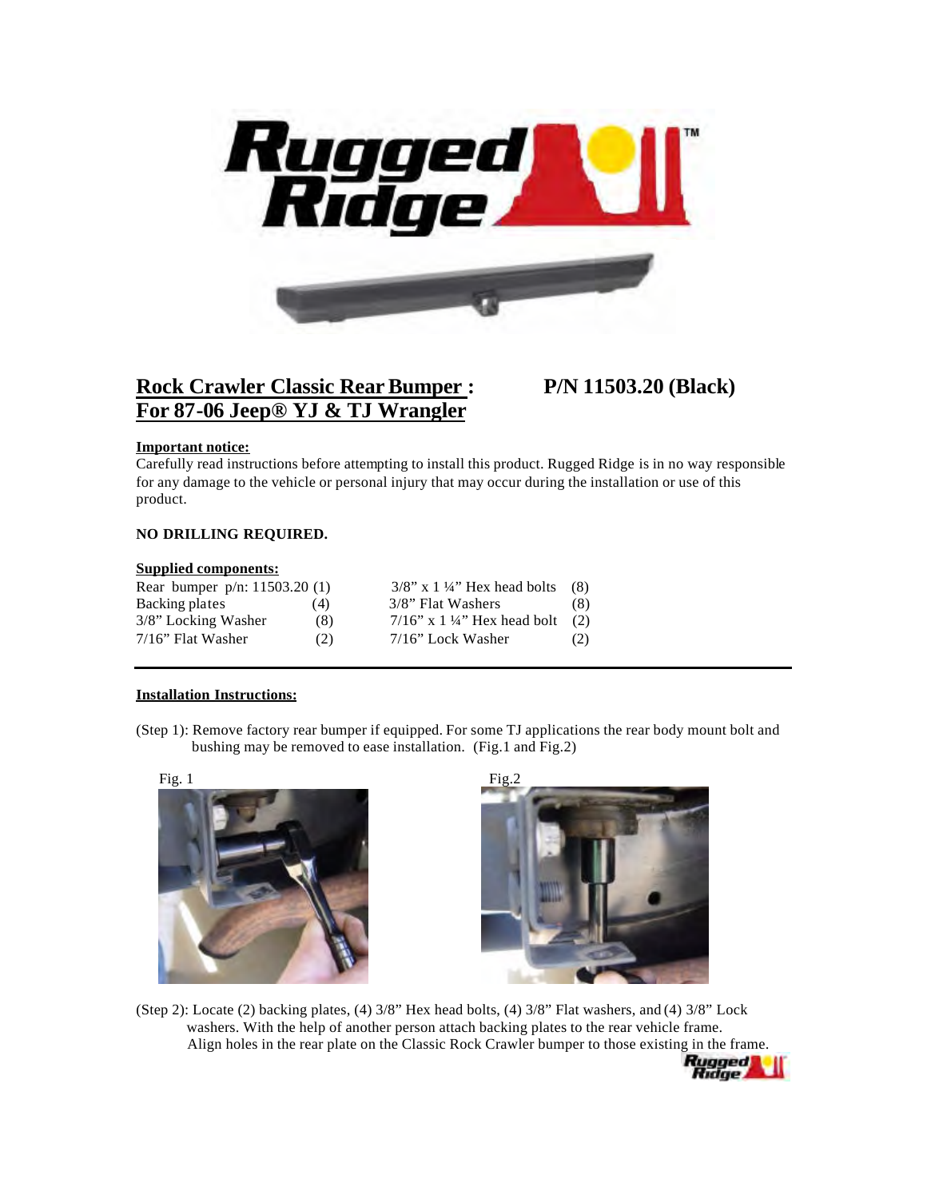## Rock Crawler Classic Rear Bumper : P/N 11503.20 (Black)
## For 87-06 Jeep® YJ & TJ Wrangler

**Important notice:**
Carefully read instructions before attempting to install this product. Rugged Ridge is in no way responsible for any damage to the vehicle or personal injury that may occur during the installation or use of this product.

**NO DRILLING REQUIRED.**

**Supplied components:**

| | | | |
|---|---|---|---|
| Rear bumper p/n: 11503.20 | (1) | 3/8" x 1 ¼" Hex head bolts | (8) |
| Backing plates | (4) | 3/8" Flat Washers | (8) |
| 3/8" Locking Washer | (8) | 7/16" x 1 ¼" Hex head bolt | (2) |
| 7/16" Flat Washer | (2) | 7/16" Lock Washer | (2) |

**Installation Instructions:**

(Step 1): Remove factory rear bumper if equipped. For some TJ applications the rear body mount bolt and bushing may be removed to ease installation. (Fig.1 and Fig.2)

Fig. 1

Fig.2

(Step 2): Locate (2) backing plates, (4) 3/8" Hex head bolts, (4) 3/8" Flat washers, and (4) 3/8" Lock washers. With the help of another person attach backing plates to the rear vehicle frame. Align holes in the rear plate on the Classic Rock Crawler bumper to those existing in the frame.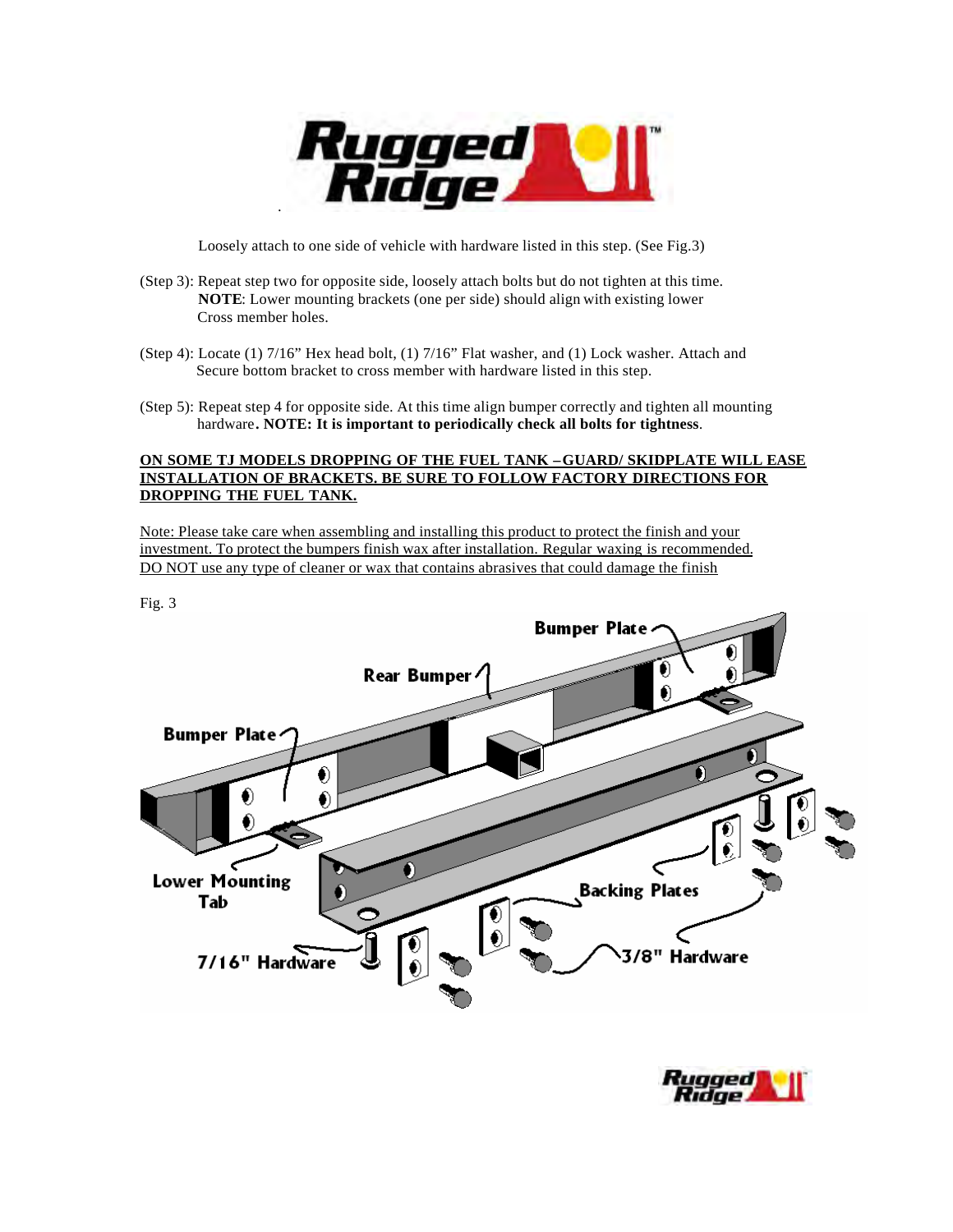Loosely attach to one side of vehicle with hardware listed in this step. (See Fig.3)

(Step 3): Repeat step two for opposite side, loosely attach bolts but do not tighten at this time. **NOTE**: Lower mounting brackets (one per side) should align with existing lower Cross member holes.

(Step 4): Locate (1) 7/16" Hex head bolt, (1) 7/16" Flat washer, and (1) Lock washer. Attach and Secure bottom bracket to cross member with hardware listed in this step.

(Step 5): Repeat step 4 for opposite side. At this time align bumper correctly and tighten all mounting hardware**. NOTE: It is important to periodically check all bolts for tightness**.

**ON SOME TJ MODELS DROPPING OF THE FUEL TANK –GUARD/ SKIDPLATE WILL EASE INSTALLATION OF BRACKETS. BE SURE TO FOLLOW FACTORY DIRECTIONS FOR DROPPING THE FUEL TANK.**

Note: Please take care when assembling and installing this product to protect the finish and your investment. To protect the bumpers finish wax after installation. Regular waxing is recommended. DO NOT use any type of cleaner or wax that contains abrasives that could damage the finish

Fig. 3

Bumper Plate

Rear Bumper

Bumper Plate

Lower Mounting Tab

Backing Plates

7/16" Hardware

3/8" Hardware